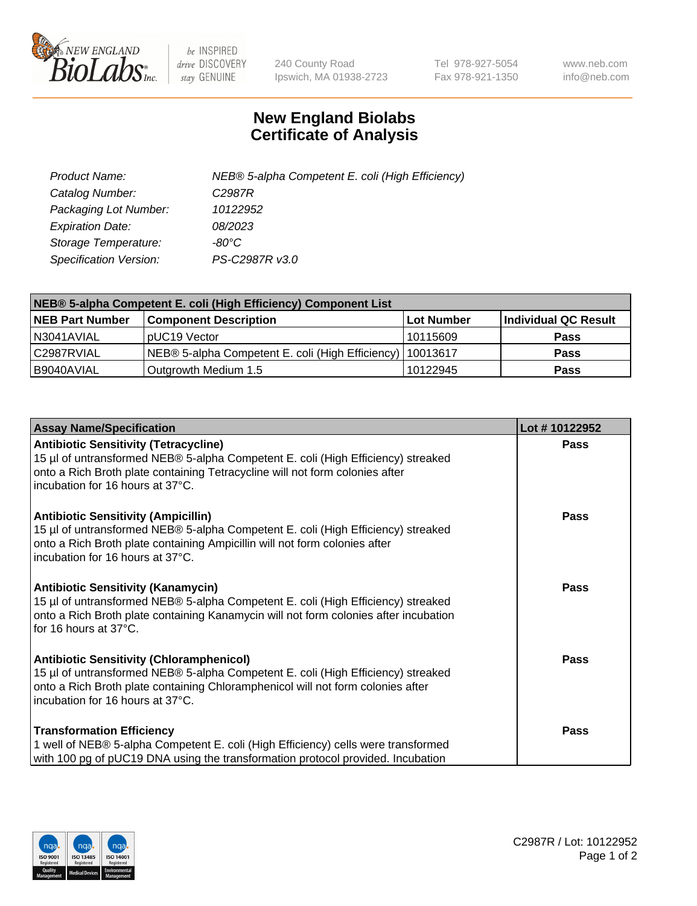# New England Biolabs
# Certificate of Analysis

| | |
|---|---|
| *Product Name:* | *NEB® 5-alpha Competent E. coli (High Efficiency)* |
| *Catalog Number:* | *C2987R* |
| *Packaging Lot Number:* | *10122952* |
| *Expiration Date:* | *08/2023* |
| *Storage Temperature:* | *-80°C* |
| *Specification Version:* | *PS-C2987R v3.0* |

| NEB® 5-alpha Competent E. coli (High Efficiency) Component List | | | |
|---|---|---|---|
| **NEB Part Number** | **Component Description** | **Lot Number** | **Individual QC Result** |
| N3041AVIAL | pUC19 Vector | 10115609 | **Pass** |
| C2987RVIAL | NEB® 5-alpha Competent E. coli (High Efficiency) | 10013617 | **Pass** |
| B9040AVIAL | Outgrowth Medium 1.5 | 10122945 | **Pass** |

| Assay Name/Specification | Lot # 10122952 |
|---|---|
| **Antibiotic Sensitivity (Tetracycline)**<br>15 µl of untransformed NEB® 5-alpha Competent E. coli (High Efficiency) streaked onto a Rich Broth plate containing Tetracycline will not form colonies after incubation for 16 hours at 37°C. | **Pass** |
| **Antibiotic Sensitivity (Ampicillin)**<br>15 µl of untransformed NEB® 5-alpha Competent E. coli (High Efficiency) streaked onto a Rich Broth plate containing Ampicillin will not form colonies after incubation for 16 hours at 37°C. | **Pass** |
| **Antibiotic Sensitivity (Kanamycin)**<br>15 µl of untransformed NEB® 5-alpha Competent E. coli (High Efficiency) streaked onto a Rich Broth plate containing Kanamycin will not form colonies after incubation for 16 hours at 37°C. | **Pass** |
| **Antibiotic Sensitivity (Chloramphenicol)**<br>15 µl of untransformed NEB® 5-alpha Competent E. coli (High Efficiency) streaked onto a Rich Broth plate containing Chloramphenicol will not form colonies after incubation for 16 hours at 37°C. | **Pass** |
| **Transformation Efficiency**<br>1 well of NEB® 5-alpha Competent E. coli (High Efficiency) cells were transformed with 100 pg of pUC19 DNA using the transformation protocol provided. Incubation | **Pass** |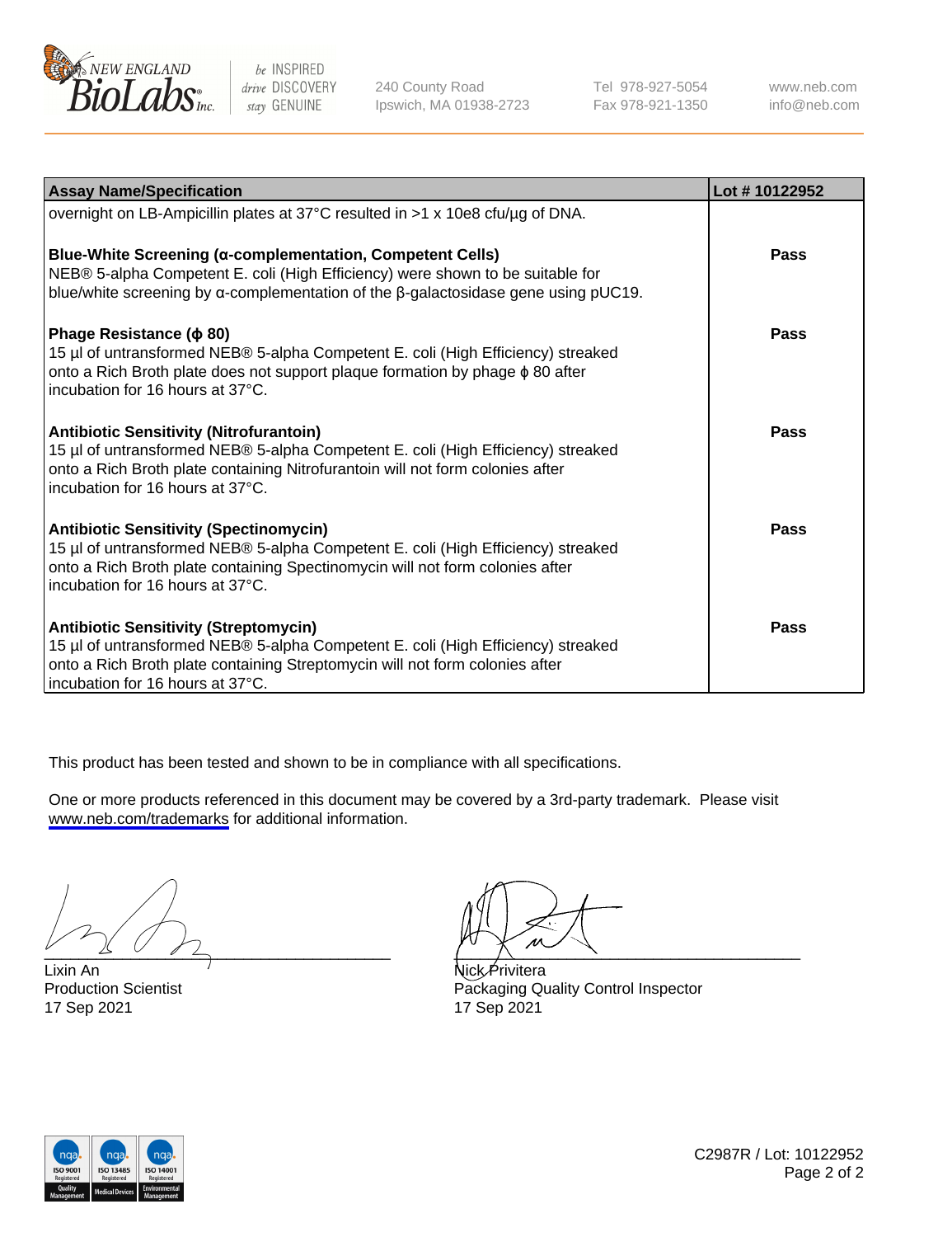| Assay Name/Specification | Lot # 10122952 |
| --- | --- |
| overnight on LB-Ampicillin plates at 37°C resulted in >1 x 10e8 cfu/µg of DNA. | |
| **Blue-White Screening (α-complementation, Competent Cells)**<br>NEB® 5-alpha Competent E. coli (High Efficiency) were shown to be suitable for blue/white screening by α-complementation of the β-galactosidase gene using pUC19. | **Pass** |
| **Phage Resistance (ϕ 80)**<br>15 µl of untransformed NEB® 5-alpha Competent E. coli (High Efficiency) streaked onto a Rich Broth plate does not support plaque formation by phage ϕ 80 after incubation for 16 hours at 37°C. | **Pass** |
| **Antibiotic Sensitivity (Nitrofurantoin)**<br>15 µl of untransformed NEB® 5-alpha Competent E. coli (High Efficiency) streaked onto a Rich Broth plate containing Nitrofurantoin will not form colonies after incubation for 16 hours at 37°C. | **Pass** |
| **Antibiotic Sensitivity (Spectinomycin)**<br>15 µl of untransformed NEB® 5-alpha Competent E. coli (High Efficiency) streaked onto a Rich Broth plate containing Spectinomycin will not form colonies after incubation for 16 hours at 37°C. | **Pass** |
| **Antibiotic Sensitivity (Streptomycin)**<br>15 µl of untransformed NEB® 5-alpha Competent E. coli (High Efficiency) streaked onto a Rich Broth plate containing Streptomycin will not form colonies after incubation for 16 hours at 37°C. | **Pass** |

This product has been tested and shown to be in compliance with all specifications.

One or more products referenced in this document may be covered by a 3rd-party trademark. Please visit www.neb.com/trademarks for additional information.

Lixin An
Production Scientist
17 Sep 2021

Nick Privitera
Packaging Quality Control Inspector
17 Sep 2021

C2987R / Lot: 10122952